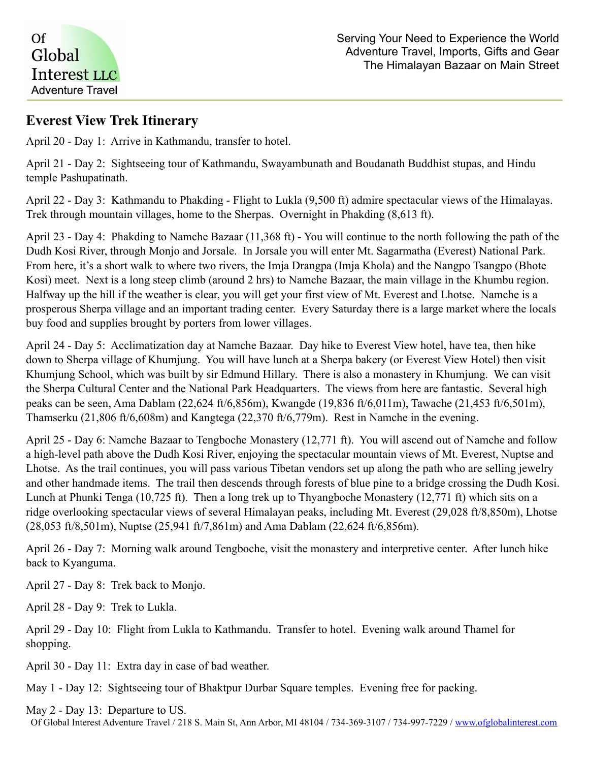Of Global Interest LLC
Adventure Travel

Serving Your Need to Experience the World
Adventure Travel, Imports, Gifts and Gear
The Himalayan Bazaar on Main Street

## Everest View Trek Itinerary

April 20 - Day 1: Arrive in Kathmandu, transfer to hotel.

April 21 - Day 2: Sightseeing tour of Kathmandu, Swayambunath and Boudanath Buddhist stupas, and Hindu temple Pashupatinath.

April 22 - Day 3: Kathmandu to Phakding - Flight to Lukla (9,500 ft) admire spectacular views of the Himalayas. Trek through mountain villages, home to the Sherpas. Overnight in Phakding (8,613 ft).

April 23 - Day 4: Phakding to Namche Bazaar (11,368 ft) - You will continue to the north following the path of the Dudh Kosi River, through Monjo and Jorsale. In Jorsale you will enter Mt. Sagarmatha (Everest) National Park. From here, it's a short walk to where two rivers, the Imja Drangpa (Imja Khola) and the Nangpo Tsangpo (Bhote Kosi) meet. Next is a long steep climb (around 2 hrs) to Namche Bazaar, the main village in the Khumbu region. Halfway up the hill if the weather is clear, you will get your first view of Mt. Everest and Lhotse. Namche is a prosperous Sherpa village and an important trading center. Every Saturday there is a large market where the locals buy food and supplies brought by porters from lower villages.

April 24 - Day 5: Acclimatization day at Namche Bazaar. Day hike to Everest View hotel, have tea, then hike down to Sherpa village of Khumjung. You will have lunch at a Sherpa bakery (or Everest View Hotel) then visit Khumjung School, which was built by sir Edmund Hillary. There is also a monastery in Khumjung. We can visit the Sherpa Cultural Center and the National Park Headquarters. The views from here are fantastic. Several high peaks can be seen, Ama Dablam (22,624 ft/6,856m), Kwangde (19,836 ft/6,011m), Tawache (21,453 ft/6,501m), Thamserku (21,806 ft/6,608m) and Kangtega (22,370 ft/6,779m). Rest in Namche in the evening.

April 25 - Day 6: Namche Bazaar to Tengboche Monastery (12,771 ft). You will ascend out of Namche and follow a high-level path above the Dudh Kosi River, enjoying the spectacular mountain views of Mt. Everest, Nuptse and Lhotse. As the trail continues, you will pass various Tibetan vendors set up along the path who are selling jewelry and other handmade items. The trail then descends through forests of blue pine to a bridge crossing the Dudh Kosi. Lunch at Phunki Tenga (10,725 ft). Then a long trek up to Thyangboche Monastery (12,771 ft) which sits on a ridge overlooking spectacular views of several Himalayan peaks, including Mt. Everest (29,028 ft/8,850m), Lhotse (28,053 ft/8,501m), Nuptse (25,941 ft/7,861m) and Ama Dablam (22,624 ft/6,856m).

April 26 - Day 7: Morning walk around Tengboche, visit the monastery and interpretive center. After lunch hike back to Kyanguma.

April 27 - Day 8: Trek back to Monjo.

April 28 - Day 9: Trek to Lukla.

April 29 - Day 10: Flight from Lukla to Kathmandu. Transfer to hotel. Evening walk around Thamel for shopping.

April 30 - Day 11: Extra day in case of bad weather.

May 1 - Day 12: Sightseeing tour of Bhaktpur Durbar Square temples. Evening free for packing.

May 2 - Day 13: Departure to US.

Of Global Interest Adventure Travel / 218 S. Main St, Ann Arbor, MI 48104 / 734-369-3107 / 734-997-7229 / www.ofglobalinterest.com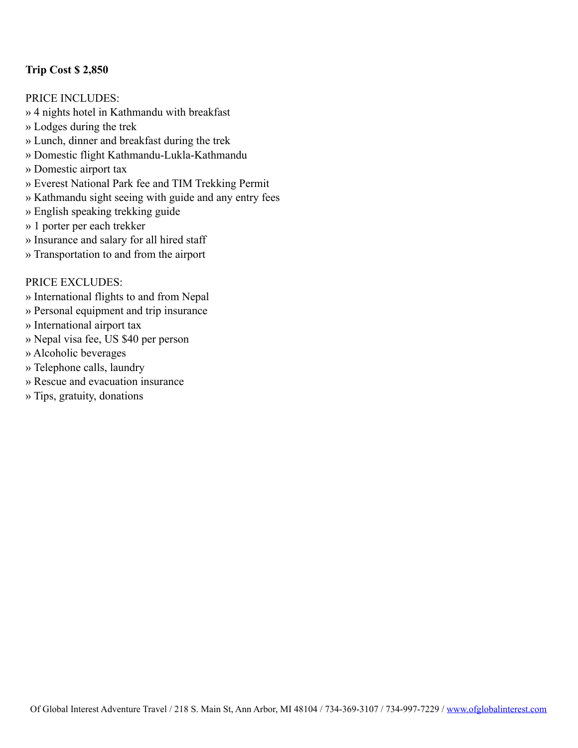**Trip Cost $ 2,850**

PRICE INCLUDES:

» 4 nights hotel in Kathmandu with breakfast
» Lodges during the trek
» Lunch, dinner and breakfast during the trek
» Domestic flight Kathmandu-Lukla-Kathmandu
» Domestic airport tax
» Everest National Park fee and TIM Trekking Permit
» Kathmandu sight seeing with guide and any entry fees
» English speaking trekking guide
» 1 porter per each trekker
» Insurance and salary for all hired staff
» Transportation to and from the airport

PRICE EXCLUDES:

» International flights to and from Nepal
» Personal equipment and trip insurance
» International airport tax
» Nepal visa fee, US $40 per person
» Alcoholic beverages
» Telephone calls, laundry
» Rescue and evacuation insurance
» Tips, gratuity, donations

Of Global Interest Adventure Travel / 218 S. Main St, Ann Arbor, MI 48104 / 734-369-3107 / 734-997-7229 / www.ofglobalinterest.com